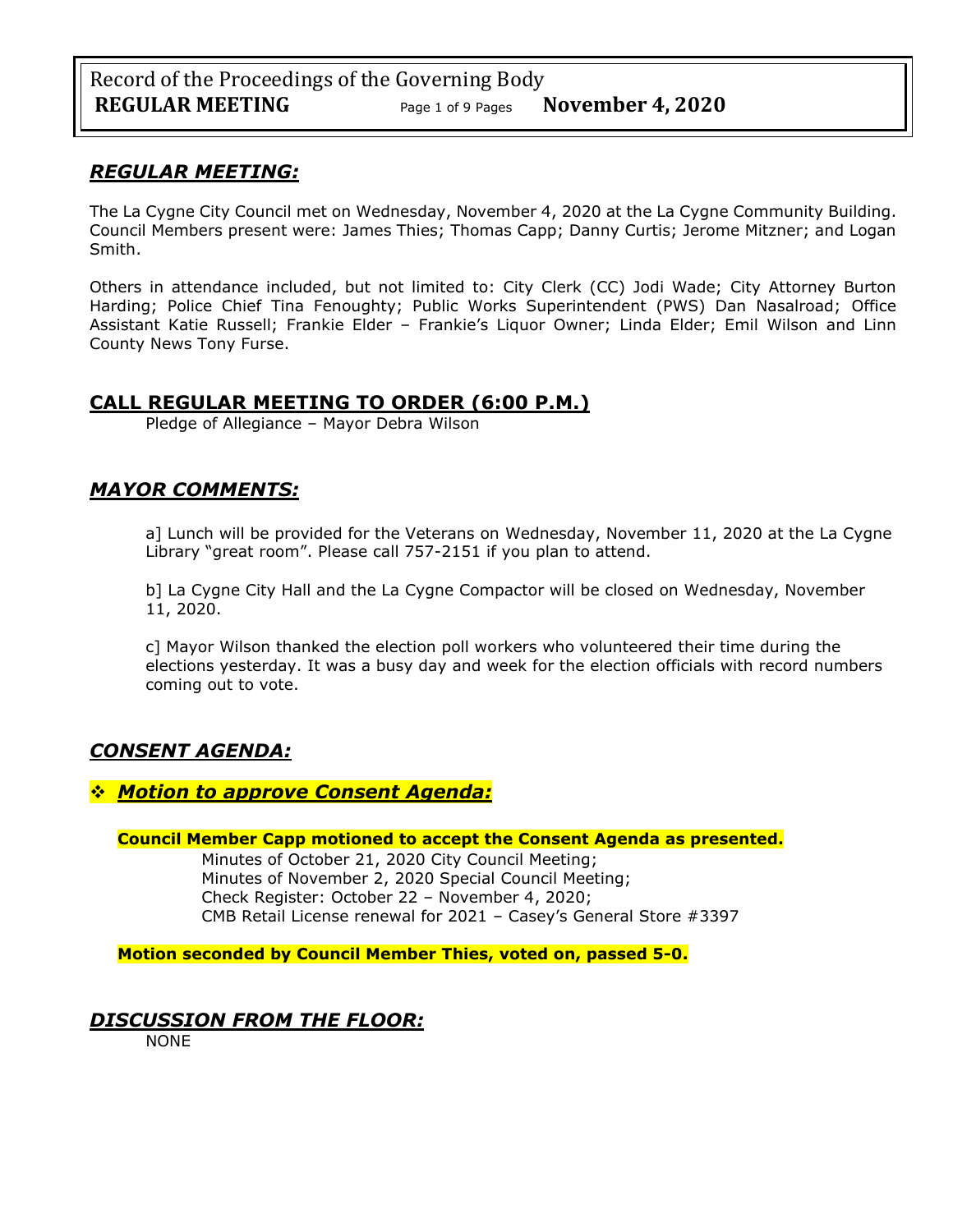## *REGULAR MEETING:*

The La Cygne City Council met on Wednesday, November 4, 2020 at the La Cygne Community Building. Council Members present were: James Thies; Thomas Capp; Danny Curtis; Jerome Mitzner; and Logan Smith.

Others in attendance included, but not limited to: City Clerk (CC) Jodi Wade; City Attorney Burton Harding; Police Chief Tina Fenoughty; Public Works Superintendent (PWS) Dan Nasalroad; Office Assistant Katie Russell; Frankie Elder – Frankie's Liquor Owner; Linda Elder; Emil Wilson and Linn County News Tony Furse.

## CALL REGULAR MEETING TO ORDER (6:00 P.M.)

Pledge of Allegiance – Mayor Debra Wilson

## *MAYOR COMMENTS:*

a] Lunch will be provided for the Veterans on Wednesday, November 11, 2020 at the La Cygne Library "great room". Please call 757-2151 if you plan to attend.

b] La Cygne City Hall and the La Cygne Compactor will be closed on Wednesday, November 11, 2020.

c] Mayor Wilson thanked the election poll workers who volunteered their time during the elections yesterday. It was a busy day and week for the election officials with record numbers coming out to vote.

## *CONSENT AGENDA:*

### ❖ *Motion to approve Consent Agenda:*

**Council Member Capp motioned to accept the Consent Agenda as presented.**

Minutes of October 21, 2020 City Council Meeting;
Minutes of November 2, 2020 Special Council Meeting;
Check Register: October 22 – November 4, 2020;
CMB Retail License renewal for 2021 – Casey's General Store #3397

**Motion seconded by Council Member Thies, voted on, passed 5-0.**

## *DISCUSSION FROM THE FLOOR:*

NONE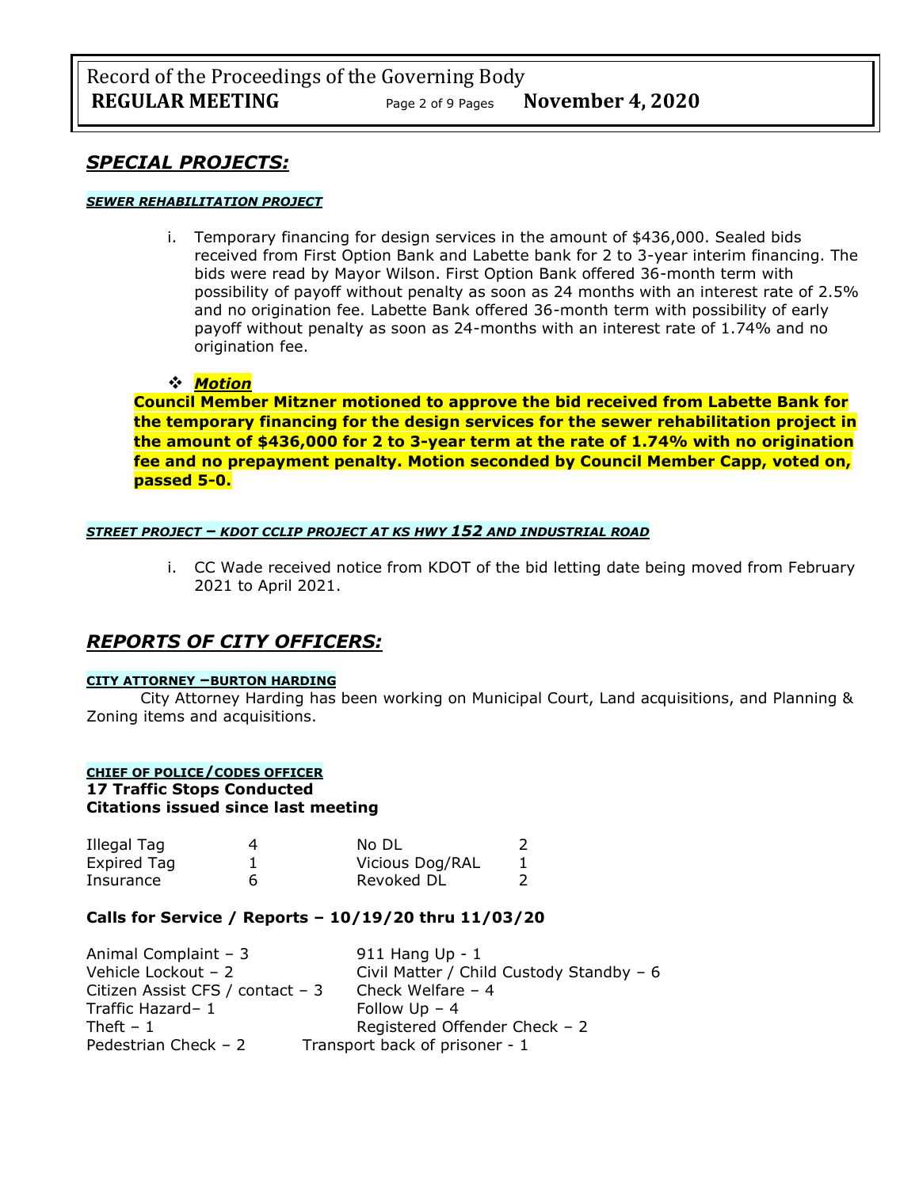## *SPECIAL PROJECTS:*

***SEWER REHABILITATION PROJECT***

i. Temporary financing for design services in the amount of $436,000. Sealed bids received from First Option Bank and Labette bank for 2 to 3-year interim financing. The bids were read by Mayor Wilson. First Option Bank offered 36-month term with possibility of payoff without penalty as soon as 24 months with an interest rate of 2.5% and no origination fee. Labette Bank offered 36-month term with possibility of early payoff without penalty as soon as 24-months with an interest rate of 1.74% and no origination fee.

❖ ***Motion***

**Council Member Mitzner motioned to approve the bid received from Labette Bank for the temporary financing for the design services for the sewer rehabilitation project in the amount of $436,000 for 2 to 3-year term at the rate of 1.74% with no origination fee and no prepayment penalty. Motion seconded by Council Member Capp, voted on, passed 5-0.**

***STREET PROJECT – KDOT CCLIP PROJECT AT KS HWY 152 AND INDUSTRIAL ROAD***

i. CC Wade received notice from KDOT of the bid letting date being moved from February 2021 to April 2021.

## *REPORTS OF CITY OFFICERS:*

**CITY ATTORNEY –BURTON HARDING**

City Attorney Harding has been working on Municipal Court, Land acquisitions, and Planning & Zoning items and acquisitions.

**CHIEF OF POLICE/CODES OFFICER**

**17 Traffic Stops Conducted**
**Citations issued since last meeting**

| | | | |
|---|---|---|---|
| Illegal Tag | 4 | No DL | 2 |
| Expired Tag | 1 | Vicious Dog/RAL | 1 |
| Insurance | 6 | Revoked DL | 2 |

**Calls for Service / Reports – 10/19/20 thru 11/03/20**

| | |
|---|---|
| Animal Complaint – 3 | 911 Hang Up - 1 |
| Vehicle Lockout – 2 | Civil Matter / Child Custody Standby – 6 |
| Citizen Assist CFS / contact – 3 | Check Welfare – 4 |
| Traffic Hazard– 1 | Follow Up – 4 |
| Theft – 1 | Registered Offender Check – 2 |
| Pedestrian Check – 2 | Transport back of prisoner - 1 |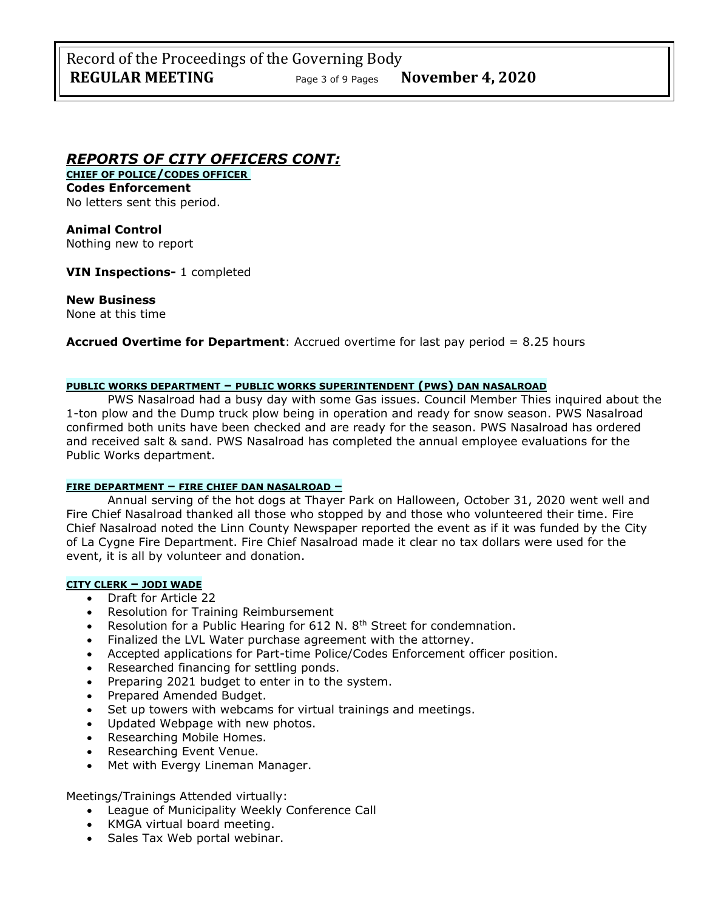## *REPORTS OF CITY OFFICERS CONT:*

**CHIEF OF POLICE/CODES OFFICER**

**Codes Enforcement**
No letters sent this period.

**Animal Control**
Nothing new to report

**VIN Inspections-** 1 completed

**New Business**
None at this time

**Accrued Overtime for Department**: Accrued overtime for last pay period = 8.25 hours

**PUBLIC WORKS DEPARTMENT – PUBLIC WORKS SUPERINTENDENT (PWS) DAN NASALROAD**

PWS Nasalroad had a busy day with some Gas issues. Council Member Thies inquired about the 1-ton plow and the Dump truck plow being in operation and ready for snow season. PWS Nasalroad confirmed both units have been checked and are ready for the season. PWS Nasalroad has ordered and received salt & sand. PWS Nasalroad has completed the annual employee evaluations for the Public Works department.

**FIRE DEPARTMENT – FIRE CHIEF DAN NASALROAD –**

Annual serving of the hot dogs at Thayer Park on Halloween, October 31, 2020 went well and Fire Chief Nasalroad thanked all those who stopped by and those who volunteered their time. Fire Chief Nasalroad noted the Linn County Newspaper reported the event as if it was funded by the City of La Cygne Fire Department. Fire Chief Nasalroad made it clear no tax dollars were used for the event, it is all by volunteer and donation.

**CITY CLERK – JODI WADE**

- Draft for Article 22
- Resolution for Training Reimbursement
- Resolution for a Public Hearing for 612 N. 8th Street for condemnation.
- Finalized the LVL Water purchase agreement with the attorney.
- Accepted applications for Part-time Police/Codes Enforcement officer position.
- Researched financing for settling ponds.
- Preparing 2021 budget to enter in to the system.
- Prepared Amended Budget.
- Set up towers with webcams for virtual trainings and meetings.
- Updated Webpage with new photos.
- Researching Mobile Homes.
- Researching Event Venue.
- Met with Evergy Lineman Manager.

Meetings/Trainings Attended virtually:

- League of Municipality Weekly Conference Call
- KMGA virtual board meeting.
- Sales Tax Web portal webinar.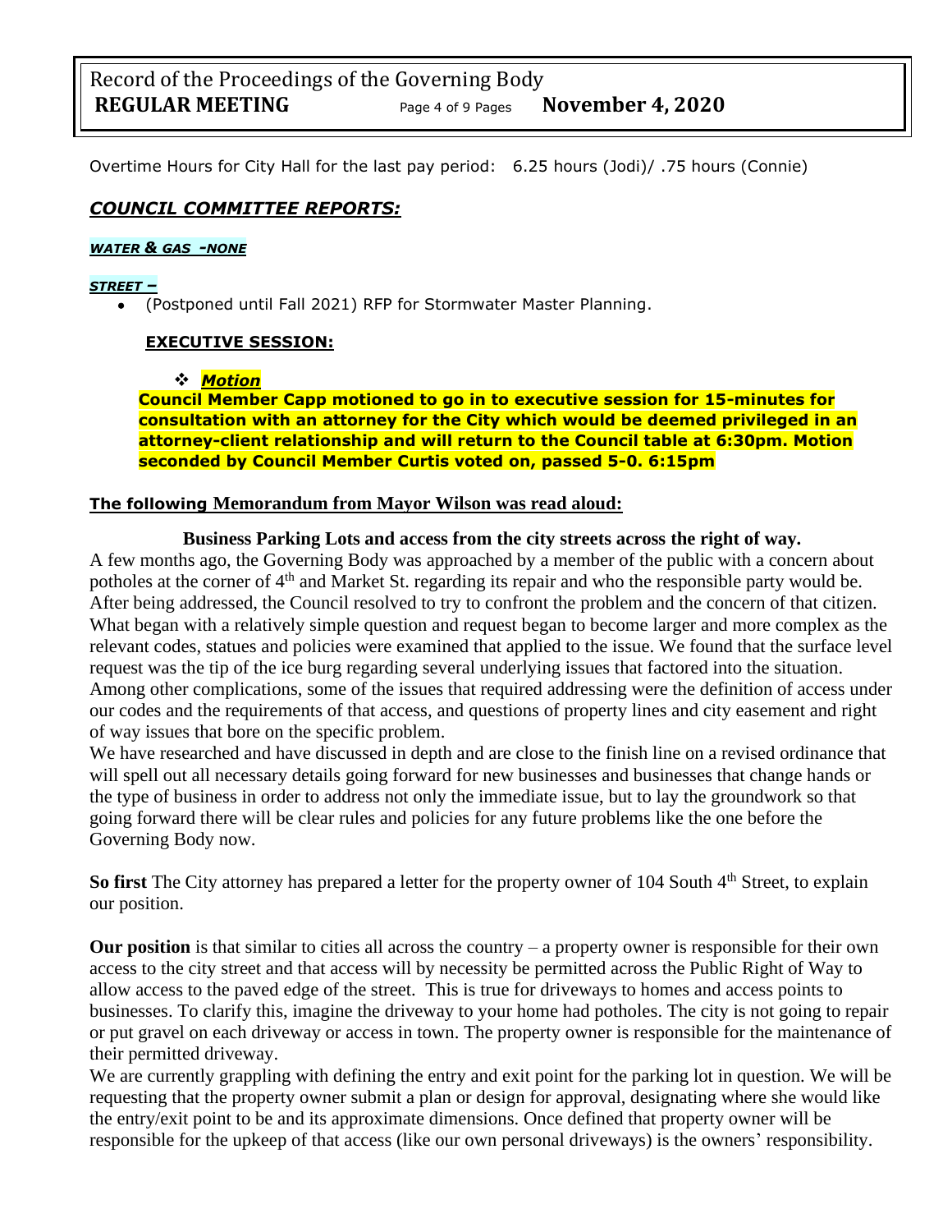Overtime Hours for City Hall for the last pay period: 6.25 hours (Jodi)/ .75 hours (Connie)

## *COUNCIL COMMITTEE REPORTS:*

***WATER & GAS -NONE***

***STREET –***

- (Postponed until Fall 2021) RFP for Stormwater Master Planning.

**EXECUTIVE SESSION:**

❖ ***Motion***

**Council Member Capp motioned to go in to executive session for 15-minutes for consultation with an attorney for the City which would be deemed privileged in an attorney-client relationship and will return to the Council table at 6:30pm. Motion seconded by Council Member Curtis voted on, passed 5-0. 6:15pm**

**The following Memorandum from Mayor Wilson was read aloud:**

**Business Parking Lots and access from the city streets across the right of way.**

A few months ago, the Governing Body was approached by a member of the public with a concern about potholes at the corner of 4th and Market St. regarding its repair and who the responsible party would be. After being addressed, the Council resolved to try to confront the problem and the concern of that citizen. What began with a relatively simple question and request began to become larger and more complex as the relevant codes, statues and policies were examined that applied to the issue. We found that the surface level request was the tip of the ice burg regarding several underlying issues that factored into the situation. Among other complications, some of the issues that required addressing were the definition of access under our codes and the requirements of that access, and questions of property lines and city easement and right of way issues that bore on the specific problem.

We have researched and have discussed in depth and are close to the finish line on a revised ordinance that will spell out all necessary details going forward for new businesses and businesses that change hands or the type of business in order to address not only the immediate issue, but to lay the groundwork so that going forward there will be clear rules and policies for any future problems like the one before the Governing Body now.

**So first** The City attorney has prepared a letter for the property owner of 104 South 4th Street, to explain our position.

**Our position** is that similar to cities all across the country – a property owner is responsible for their own access to the city street and that access will by necessity be permitted across the Public Right of Way to allow access to the paved edge of the street. This is true for driveways to homes and access points to businesses. To clarify this, imagine the driveway to your home had potholes. The city is not going to repair or put gravel on each driveway or access in town. The property owner is responsible for the maintenance of their permitted driveway.

We are currently grappling with defining the entry and exit point for the parking lot in question. We will be requesting that the property owner submit a plan or design for approval, designating where she would like the entry/exit point to be and its approximate dimensions. Once defined that property owner will be responsible for the upkeep of that access (like our own personal driveways) is the owners' responsibility.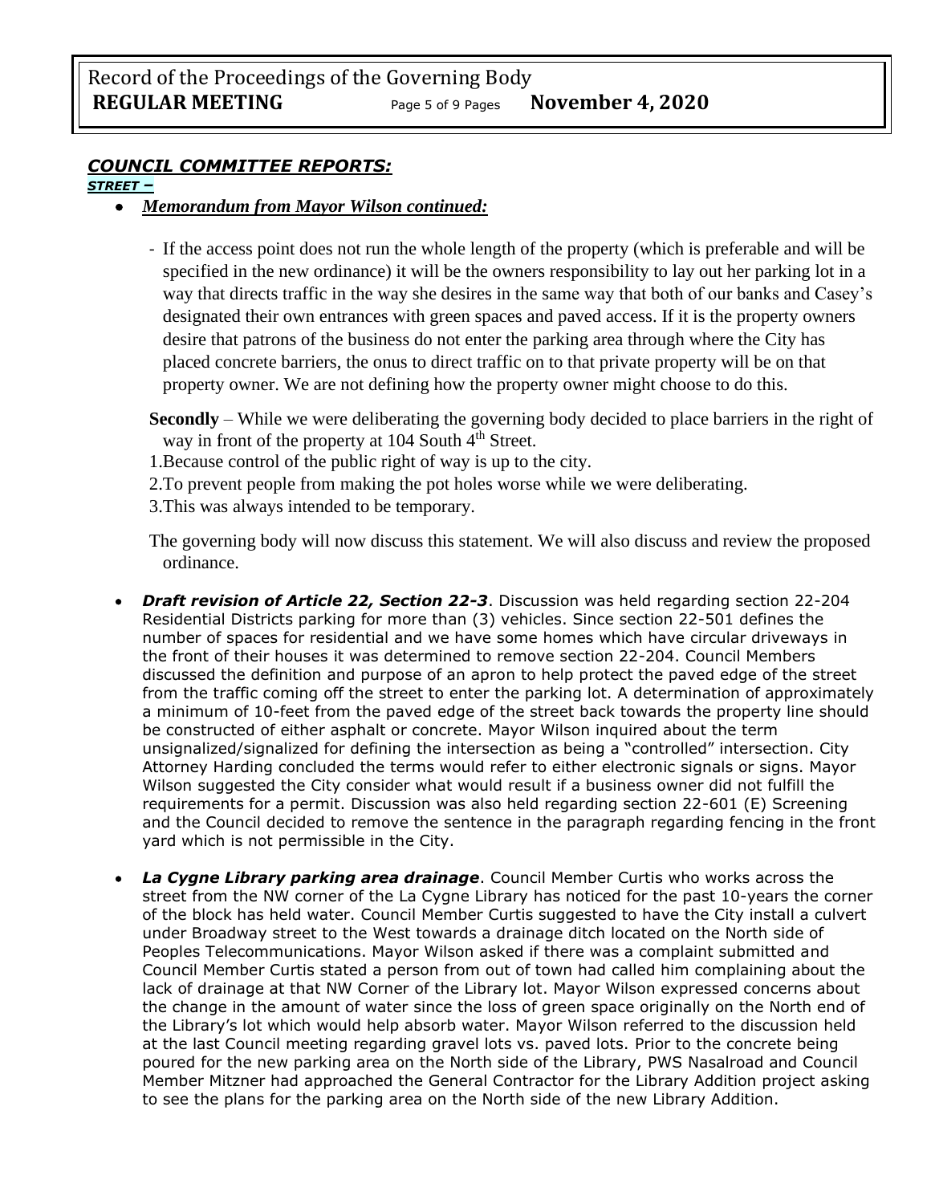## *COUNCIL COMMITTEE REPORTS:*

*STREET –*

- ***Memorandum from Mayor Wilson continued:***

  - If the access point does not run the whole length of the property (which is preferable and will be specified in the new ordinance) it will be the owners responsibility to lay out her parking lot in a way that directs traffic in the way she desires in the same way that both of our banks and Casey's designated their own entrances with green spaces and paved access. If it is the property owners desire that patrons of the business do not enter the parking area through where the City has placed concrete barriers, the onus to direct traffic on to that private property will be on that property owner. We are not defining how the property owner might choose to do this.

  **Secondly** – While we were deliberating the governing body decided to place barriers in the right of way in front of the property at 104 South 4th Street.

  1. Because control of the public right of way is up to the city.
  2. To prevent people from making the pot holes worse while we were deliberating.
  3. This was always intended to be temporary.

  The governing body will now discuss this statement. We will also discuss and review the proposed ordinance.

- ***Draft revision of Article 22, Section 22-3***. Discussion was held regarding section 22-204 Residential Districts parking for more than (3) vehicles. Since section 22-501 defines the number of spaces for residential and we have some homes which have circular driveways in the front of their houses it was determined to remove section 22-204. Council Members discussed the definition and purpose of an apron to help protect the paved edge of the street from the traffic coming off the street to enter the parking lot. A determination of approximately a minimum of 10-feet from the paved edge of the street back towards the property line should be constructed of either asphalt or concrete. Mayor Wilson inquired about the term unsignalized/signalized for defining the intersection as being a "controlled" intersection. City Attorney Harding concluded the terms would refer to either electronic signals or signs. Mayor Wilson suggested the City consider what would result if a business owner did not fulfill the requirements for a permit. Discussion was also held regarding section 22-601 (E) Screening and the Council decided to remove the sentence in the paragraph regarding fencing in the front yard which is not permissible in the City.

- ***La Cygne Library parking area drainage***. Council Member Curtis who works across the street from the NW corner of the La Cygne Library has noticed for the past 10-years the corner of the block has held water. Council Member Curtis suggested to have the City install a culvert under Broadway street to the West towards a drainage ditch located on the North side of Peoples Telecommunications. Mayor Wilson asked if there was a complaint submitted and Council Member Curtis stated a person from out of town had called him complaining about the lack of drainage at that NW Corner of the Library lot. Mayor Wilson expressed concerns about the change in the amount of water since the loss of green space originally on the North end of the Library's lot which would help absorb water. Mayor Wilson referred to the discussion held at the last Council meeting regarding gravel lots vs. paved lots. Prior to the concrete being poured for the new parking area on the North side of the Library, PWS Nasalroad and Council Member Mitzner had approached the General Contractor for the Library Addition project asking to see the plans for the parking area on the North side of the new Library Addition.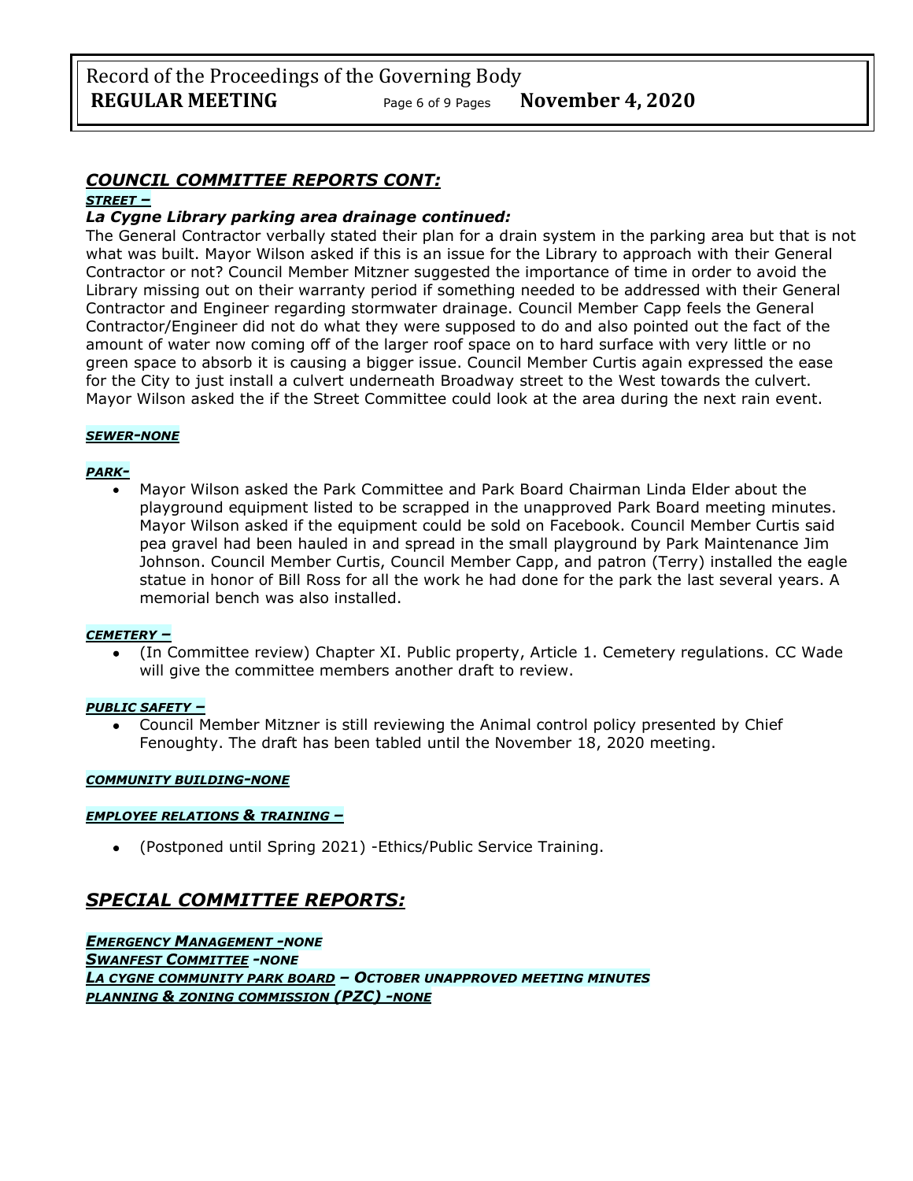## *COUNCIL COMMITTEE REPORTS CONT:*

***STREET –***

### *La Cygne Library parking area drainage continued:*

The General Contractor verbally stated their plan for a drain system in the parking area but that is not what was built. Mayor Wilson asked if this is an issue for the Library to approach with their General Contractor or not? Council Member Mitzner suggested the importance of time in order to avoid the Library missing out on their warranty period if something needed to be addressed with their General Contractor and Engineer regarding stormwater drainage. Council Member Capp feels the General Contractor/Engineer did not do what they were supposed to do and also pointed out the fact of the amount of water now coming off of the larger roof space on to hard surface with very little or no green space to absorb it is causing a bigger issue. Council Member Curtis again expressed the ease for the City to just install a culvert underneath Broadway street to the West towards the culvert. Mayor Wilson asked the if the Street Committee could look at the area during the next rain event.

***SEWER-NONE***

***PARK-***

- Mayor Wilson asked the Park Committee and Park Board Chairman Linda Elder about the playground equipment listed to be scrapped in the unapproved Park Board meeting minutes. Mayor Wilson asked if the equipment could be sold on Facebook. Council Member Curtis said pea gravel had been hauled in and spread in the small playground by Park Maintenance Jim Johnson. Council Member Curtis, Council Member Capp, and patron (Terry) installed the eagle statue in honor of Bill Ross for all the work he had done for the park the last several years. A memorial bench was also installed.

***CEMETERY –***

- (In Committee review) Chapter XI. Public property, Article 1. Cemetery regulations. CC Wade will give the committee members another draft to review.

***PUBLIC SAFETY –***

- Council Member Mitzner is still reviewing the Animal control policy presented by Chief Fenoughty. The draft has been tabled until the November 18, 2020 meeting.

***COMMUNITY BUILDING-NONE***

***EMPLOYEE RELATIONS & TRAINING –***

- (Postponed until Spring 2021) -Ethics/Public Service Training.

## *SPECIAL COMMITTEE REPORTS:*

***EMERGENCY MANAGEMENT -NONE***
***SWANFEST COMMITTEE -NONE***
***LA CYGNE COMMUNITY PARK BOARD – OCTOBER UNAPPROVED MEETING MINUTES***
***PLANNING & ZONING COMMISSION (PZC) -NONE***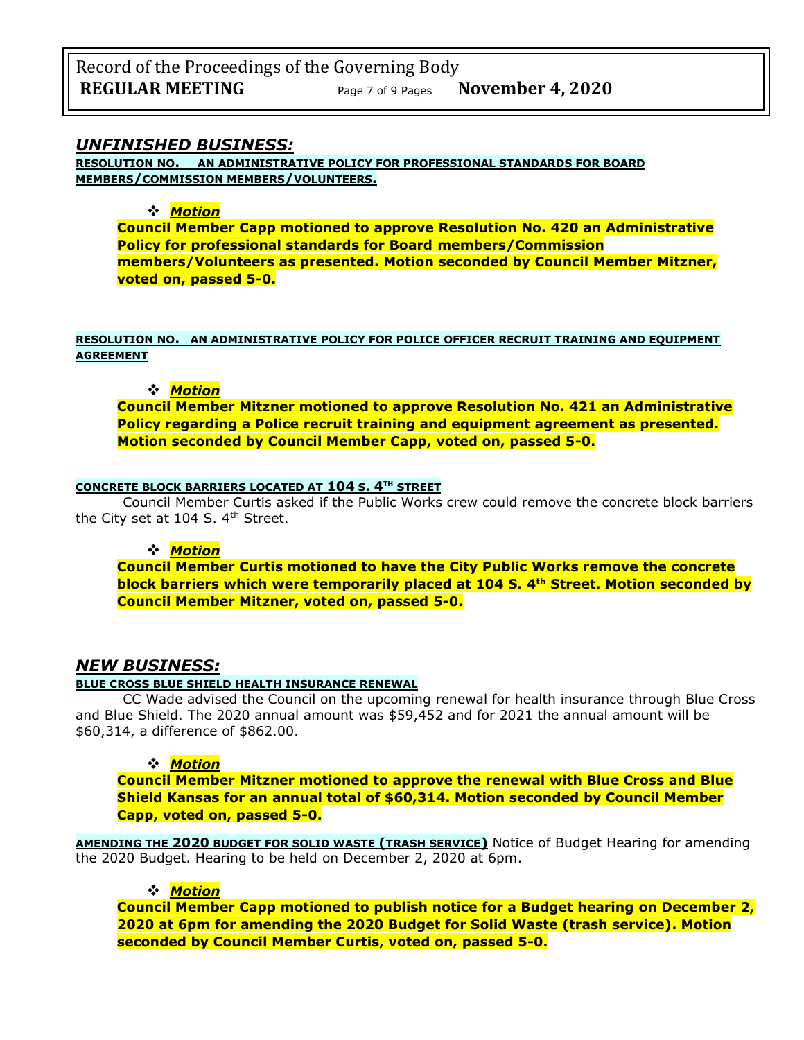## *UNFINISHED BUSINESS:*

**RESOLUTION NO.    AN ADMINISTRATIVE POLICY FOR PROFESSIONAL STANDARDS FOR BOARD MEMBERS/COMMISSION MEMBERS/VOLUNTEERS.**

- ***Motion***

**Council Member Capp motioned to approve Resolution No. 420 an Administrative Policy for professional standards for Board members/Commission members/Volunteers as presented. Motion seconded by Council Member Mitzner, voted on, passed 5-0.**

**RESOLUTION NO.   AN ADMINISTRATIVE POLICY FOR POLICE OFFICER RECRUIT TRAINING AND EQUIPMENT AGREEMENT**

- ***Motion***

**Council Member Mitzner motioned to approve Resolution No. 421 an Administrative Policy regarding a Police recruit training and equipment agreement as presented. Motion seconded by Council Member Capp, voted on, passed 5-0.**

**CONCRETE BLOCK BARRIERS LOCATED AT 104 S. 4TH STREET**

Council Member Curtis asked if the Public Works crew could remove the concrete block barriers the City set at 104 S. 4th Street.

- ***Motion***

**Council Member Curtis motioned to have the City Public Works remove the concrete block barriers which were temporarily placed at 104 S. 4th Street. Motion seconded by Council Member Mitzner, voted on, passed 5-0.**

## *NEW BUSINESS:*

**BLUE CROSS BLUE SHIELD HEALTH INSURANCE RENEWAL**

CC Wade advised the Council on the upcoming renewal for health insurance through Blue Cross and Blue Shield. The 2020 annual amount was $59,452 and for 2021 the annual amount will be $60,314, a difference of $862.00.

- ***Motion***

**Council Member Mitzner motioned to approve the renewal with Blue Cross and Blue Shield Kansas for an annual total of $60,314. Motion seconded by Council Member Capp, voted on, passed 5-0.**

**AMENDING THE 2020 BUDGET FOR SOLID WASTE (TRASH SERVICE)** Notice of Budget Hearing for amending the 2020 Budget. Hearing to be held on December 2, 2020 at 6pm.

- ***Motion***

**Council Member Capp motioned to publish notice for a Budget hearing on December 2, 2020 at 6pm for amending the 2020 Budget for Solid Waste (trash service). Motion seconded by Council Member Curtis, voted on, passed 5-0.**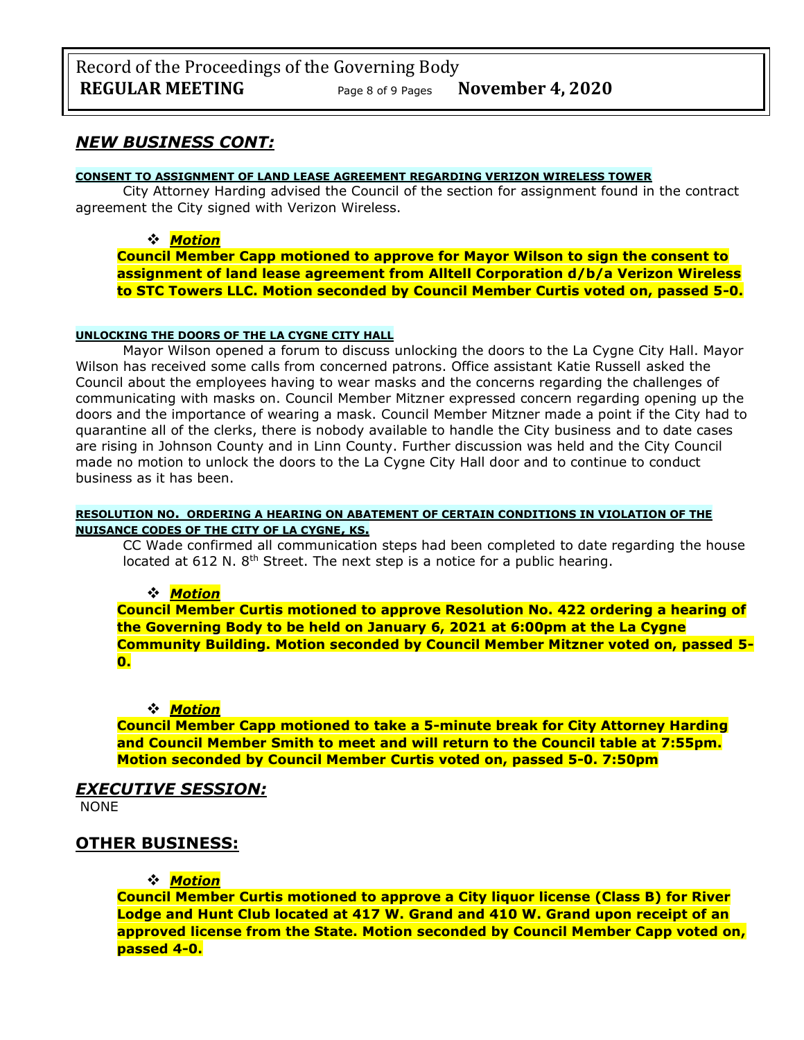## *NEW BUSINESS CONT:*

**CONSENT TO ASSIGNMENT OF LAND LEASE AGREEMENT REGARDING VERIZON WIRELESS TOWER**

City Attorney Harding advised the Council of the section for assignment found in the contract agreement the City signed with Verizon Wireless.

- ***Motion***

**Council Member Capp motioned to approve for Mayor Wilson to sign the consent to assignment of land lease agreement from Alltell Corporation d/b/a Verizon Wireless to STC Towers LLC. Motion seconded by Council Member Curtis voted on, passed 5-0.**

**UNLOCKING THE DOORS OF THE LA CYGNE CITY HALL**

Mayor Wilson opened a forum to discuss unlocking the doors to the La Cygne City Hall. Mayor Wilson has received some calls from concerned patrons. Office assistant Katie Russell asked the Council about the employees having to wear masks and the concerns regarding the challenges of communicating with masks on. Council Member Mitzner expressed concern regarding opening up the doors and the importance of wearing a mask. Council Member Mitzner made a point if the City had to quarantine all of the clerks, there is nobody available to handle the City business and to date cases are rising in Johnson County and in Linn County. Further discussion was held and the City Council made no motion to unlock the doors to the La Cygne City Hall door and to continue to conduct business as it has been.

**RESOLUTION NO. ORDERING A HEARING ON ABATEMENT OF CERTAIN CONDITIONS IN VIOLATION OF THE NUISANCE CODES OF THE CITY OF LA CYGNE, KS.**

CC Wade confirmed all communication steps had been completed to date regarding the house located at 612 N. 8th Street. The next step is a notice for a public hearing.

- ***Motion***

**Council Member Curtis motioned to approve Resolution No. 422 ordering a hearing of the Governing Body to be held on January 6, 2021 at 6:00pm at the La Cygne Community Building. Motion seconded by Council Member Mitzner voted on, passed 5-0.**

- ***Motion***

**Council Member Capp motioned to take a 5-minute break for City Attorney Harding and Council Member Smith to meet and will return to the Council table at 7:55pm. Motion seconded by Council Member Curtis voted on, passed 5-0. 7:50pm**

## *EXECUTIVE SESSION:*

NONE

## OTHER BUSINESS:

- ***Motion***

**Council Member Curtis motioned to approve a City liquor license (Class B) for River Lodge and Hunt Club located at 417 W. Grand and 410 W. Grand upon receipt of an approved license from the State. Motion seconded by Council Member Capp voted on, passed 4-0.**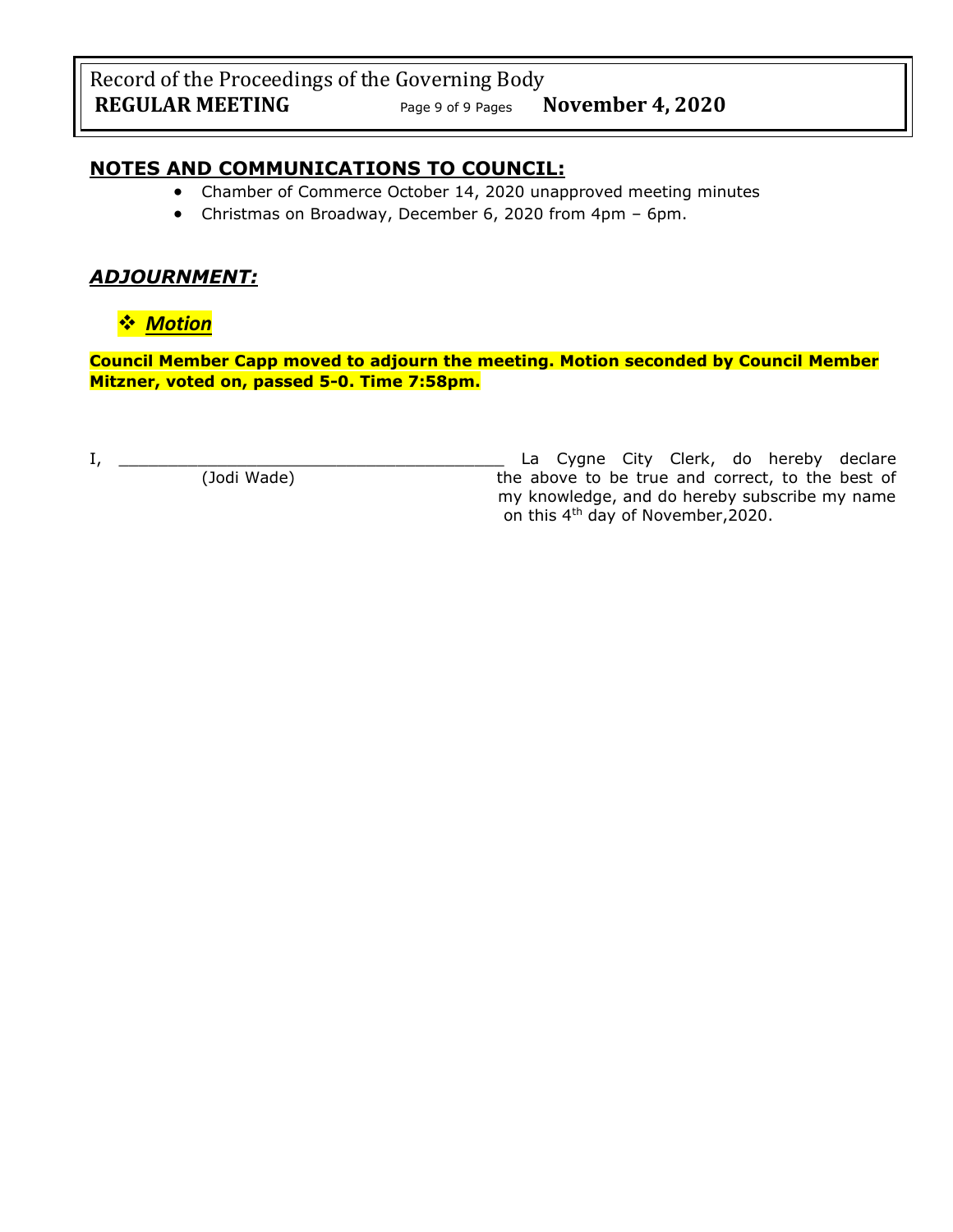## NOTES AND COMMUNICATIONS TO COUNCIL:

- Chamber of Commerce October 14, 2020 unapproved meeting minutes
- Christmas on Broadway, December 6, 2020 from 4pm – 6pm.

## *ADJOURNMENT:*

❖ ***Motion***

**Council Member Capp moved to adjourn the meeting. Motion seconded by Council Member Mitzner, voted on, passed 5-0. Time 7:58pm.**

I, ________________________________________ La Cygne City Clerk, do hereby declare the above to be true and correct, to the best of my knowledge, and do hereby subscribe my name on this 4th day of November,2020.

(Jodi Wade)